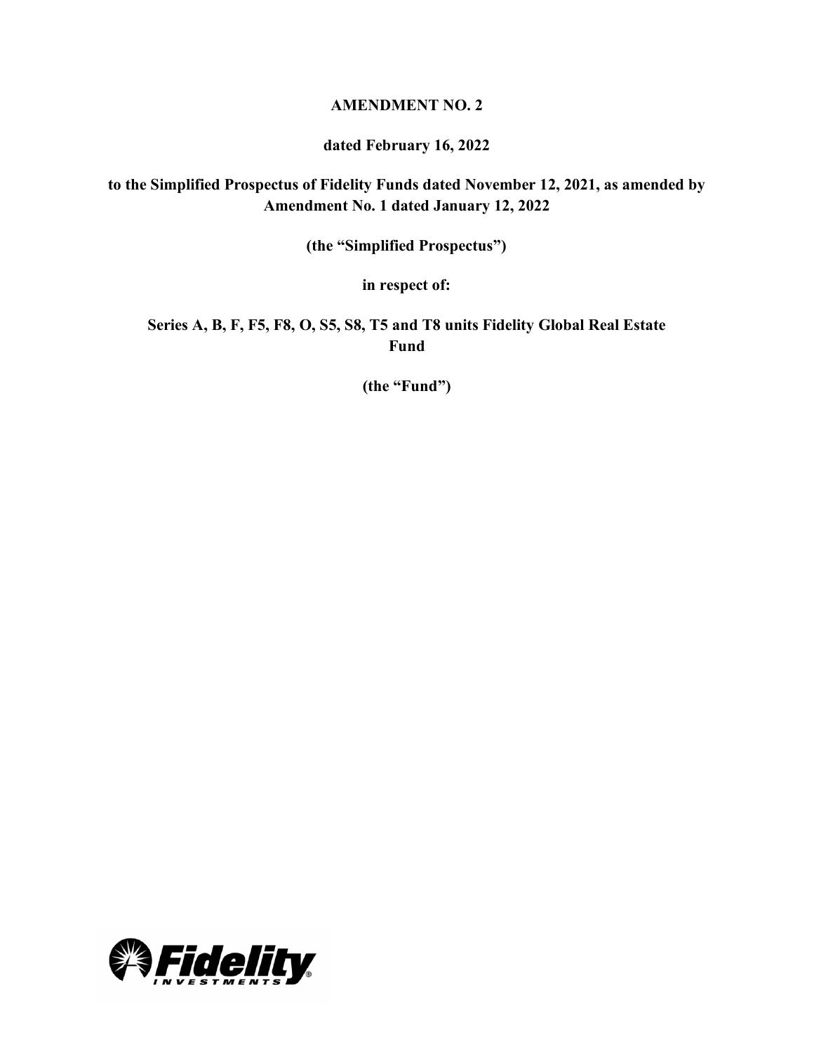**AMENDMENT NO. 2**

**dated February 16, 2022**

**to the Simplified Prospectus of Fidelity Funds dated November 12, 2021, as amended by Amendment No. 1 dated January 12, 2022**

**(the "Simplified Prospectus")**

**in respect of:**

**Series A, B, F, F5, F8, O, S5, S8, T5 and T8 units Fidelity Global Real Estate Fund**

**(the "Fund")**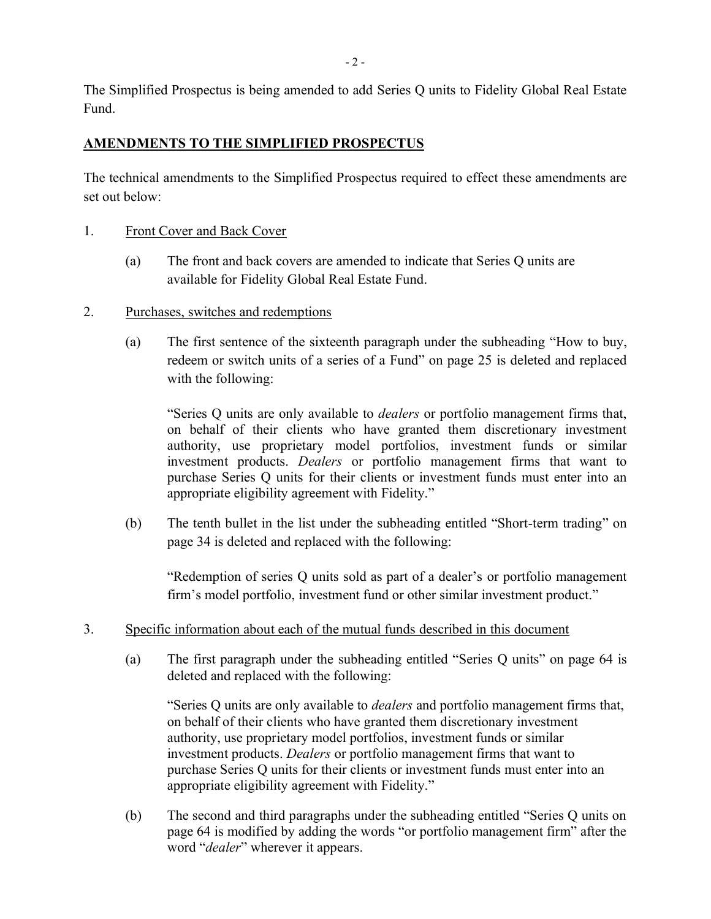The Simplified Prospectus is being amended to add Series Q units to Fidelity Global Real Estate Fund.

## AMENDMENTS TO THE SIMPLIFIED PROSPECTUS

The technical amendments to the Simplified Prospectus required to effect these amendments are set out below:

1. Front Cover and Back Cover

   (a) The front and back covers are amended to indicate that Series Q units are available for Fidelity Global Real Estate Fund.

2. Purchases, switches and redemptions

   (a) The first sentence of the sixteenth paragraph under the subheading "How to buy, redeem or switch units of a series of a Fund" on page 25 is deleted and replaced with the following:

   "Series Q units are only available to *dealers* or portfolio management firms that, on behalf of their clients who have granted them discretionary investment authority, use proprietary model portfolios, investment funds or similar investment products. *Dealers* or portfolio management firms that want to purchase Series Q units for their clients or investment funds must enter into an appropriate eligibility agreement with Fidelity."

   (b) The tenth bullet in the list under the subheading entitled "Short-term trading" on page 34 is deleted and replaced with the following:

   "Redemption of series Q units sold as part of a dealer's or portfolio management firm's model portfolio, investment fund or other similar investment product."

3. Specific information about each of the mutual funds described in this document

   (a) The first paragraph under the subheading entitled "Series Q units" on page 64 is deleted and replaced with the following:

   "Series Q units are only available to *dealers* and portfolio management firms that, on behalf of their clients who have granted them discretionary investment authority, use proprietary model portfolios, investment funds or similar investment products. *Dealers* or portfolio management firms that want to purchase Series Q units for their clients or investment funds must enter into an appropriate eligibility agreement with Fidelity."

   (b) The second and third paragraphs under the subheading entitled "Series Q units on page 64 is modified by adding the words "or portfolio management firm" after the word "*dealer*" wherever it appears.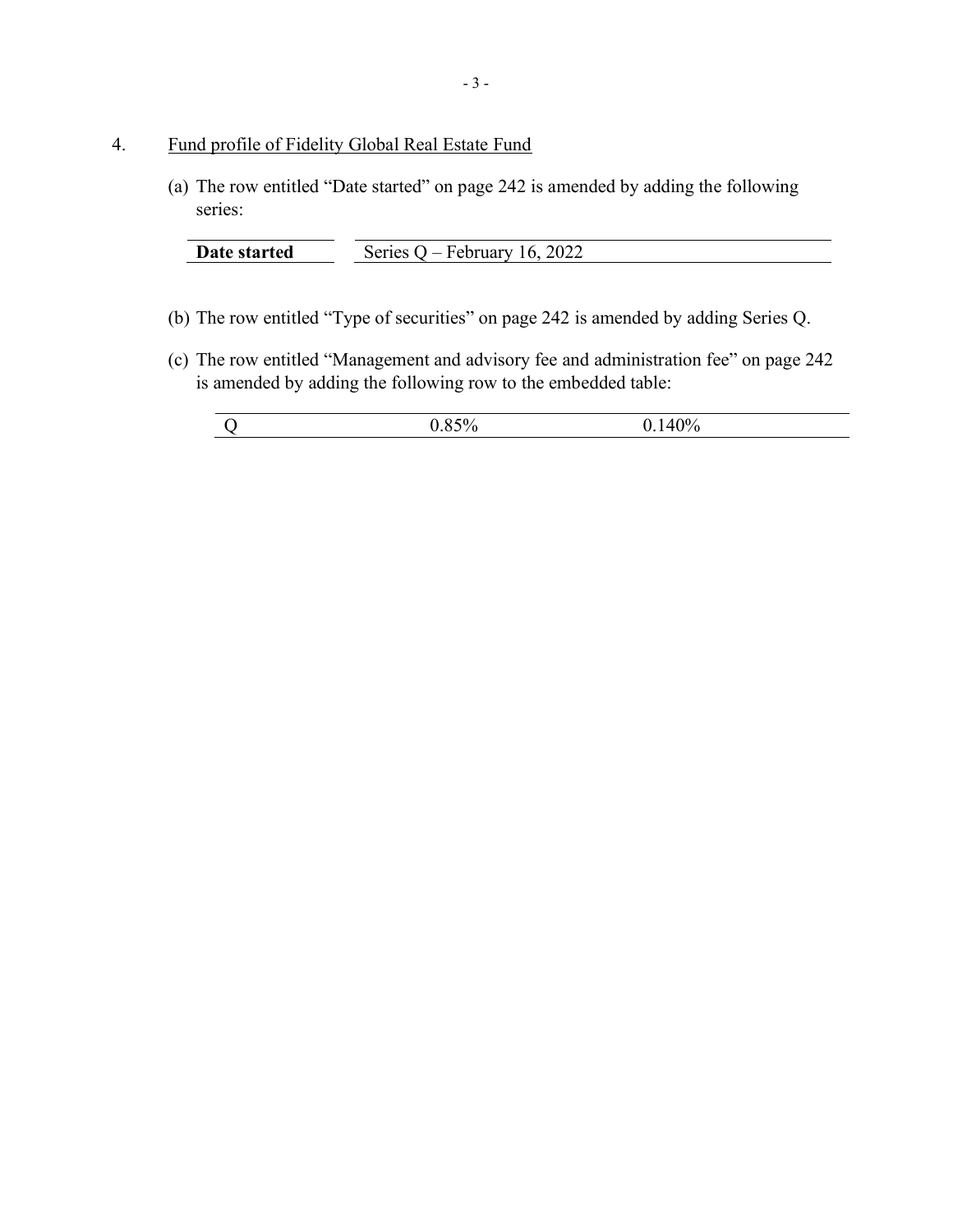4. <u>Fund profile of Fidelity Global Real Estate Fund</u>

(a) The row entitled "Date started" on page 242 is amended by adding the following series:

| **Date started** | Series Q – February 16, 2022 |
| --- | --- |

(b) The row entitled "Type of securities" on page 242 is amended by adding Series Q.

(c) The row entitled "Management and advisory fee and administration fee" on page 242 is amended by adding the following row to the embedded table:

| Q | 0.85% | 0.140% |
| --- | --- | --- |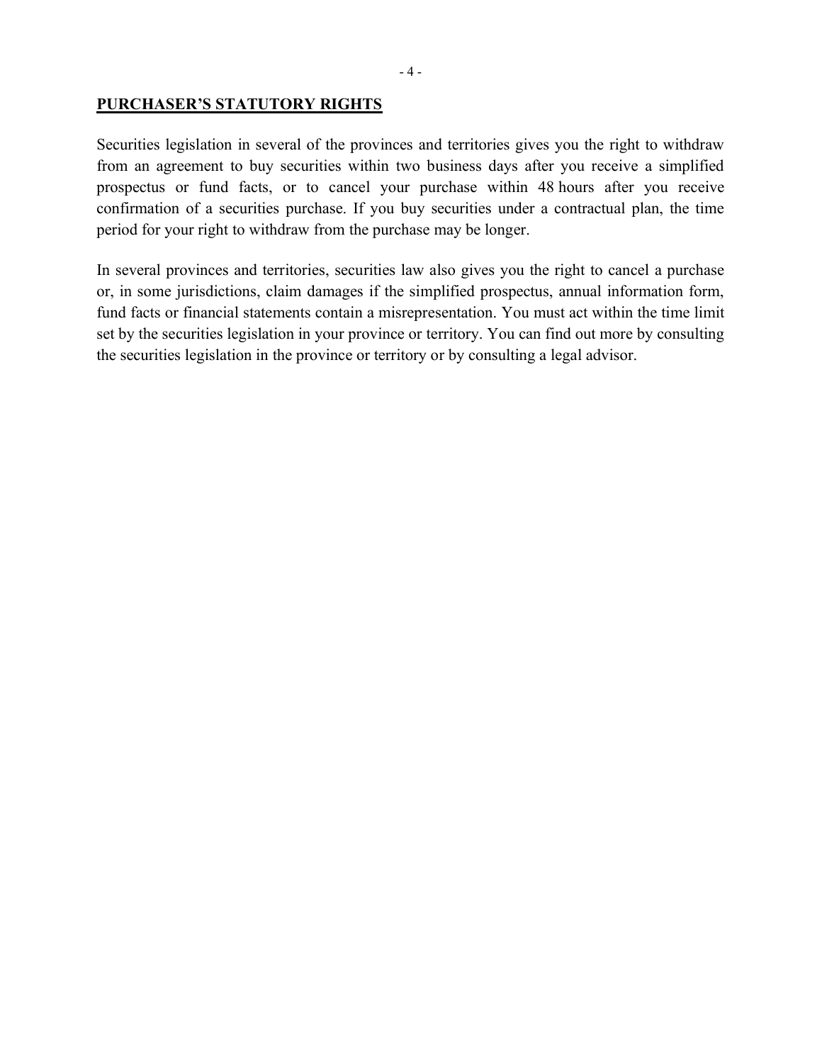## **PURCHASER'S STATUTORY RIGHTS**

Securities legislation in several of the provinces and territories gives you the right to withdraw from an agreement to buy securities within two business days after you receive a simplified prospectus or fund facts, or to cancel your purchase within 48 hours after you receive confirmation of a securities purchase. If you buy securities under a contractual plan, the time period for your right to withdraw from the purchase may be longer.

In several provinces and territories, securities law also gives you the right to cancel a purchase or, in some jurisdictions, claim damages if the simplified prospectus, annual information form, fund facts or financial statements contain a misrepresentation. You must act within the time limit set by the securities legislation in your province or territory. You can find out more by consulting the securities legislation in the province or territory or by consulting a legal advisor.